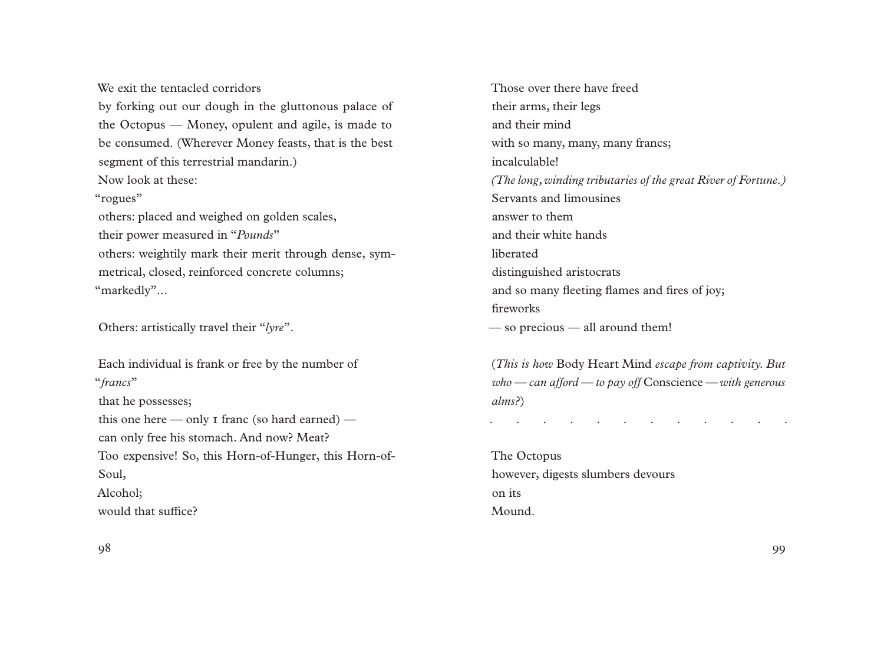We exit the tentacled corridors
by forking out our dough in the gluttonous palace of the Octopus — Money, opulent and agile, is made to be consumed. (Wherever Money feasts, that is the best segment of this terrestrial mandarin.)
Now look at these:
"rogues"
others: placed and weighed on golden scales,
their power measured in "*Pounds*"
others: weightily mark their merit through dense, symmetrical, closed, reinforced concrete columns;
"markedly"...

Others: artistically travel their "*lyre*".

Each individual is frank or free by the number of "*francs*"
that he possesses;
this one here — only 1 franc (so hard earned) —
can only free his stomach. And now? Meat?
Too expensive! So, this Horn-of-Hunger, this Horn-of-Soul,
Alcohol;
would that suffice?

Those over there have freed
their arms, their legs
and their mind
with so many, many, many francs;
incalculable!
*(The long, winding tributaries of the great River of Fortune.)*
Servants and limousines
answer to them
and their white hands
liberated
distinguished aristocrats
and so many fleeting flames and fires of joy;
fireworks
— so precious — all around them!

(*This is how* Body Heart Mind *escape from captivity. But who — can afford — to pay off* Conscience *— with generous alms?*)

. . . . . . . . . . . .

The Octopus
however, digests slumbers devours
on its
Mound.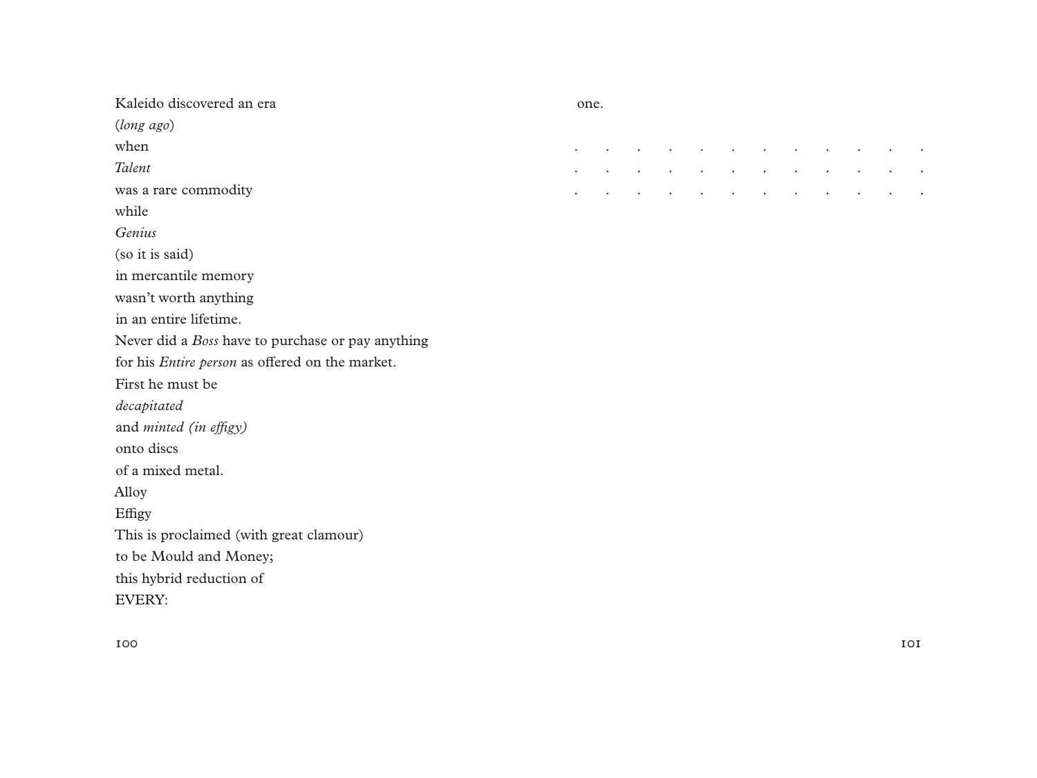Kaleido discovered an era
(*long ago*)
when
*Talent*
was a rare commodity
while
*Genius*
(so it is said)
in mercantile memory
wasn't worth anything
in an entire lifetime.
Never did a *Boss* have to purchase or pay anything
for his *Entire person* as offered on the market.
First he must be
*decapitated*
and *minted (in effigy)*
onto discs
of a mixed metal.
Alloy
Effigy
This is proclaimed (with great clamour)
to be Mould and Money;
this hybrid reduction of
EVERY:

one.

. . . . . . . . . . . .
. . . . . . . . . . . .
. . . . . . . . . . . .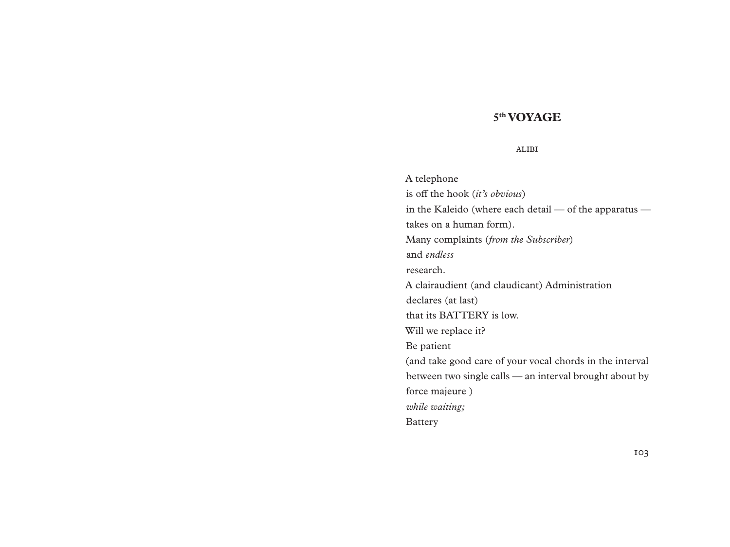## 5th VOYAGE

### ALIBI

A telephone  
is off the hook (*it's obvious*)  
in the Kaleido (where each detail — of the apparatus —  
takes on a human form).  
Many complaints (*from the Subscriber*)  
and *endless*  
research.  
A clairaudient (and claudicant) Administration  
declares (at last)  
that its BATTERY is low.  
Will we replace it?  
Be patient  
(and take good care of your vocal chords in the interval  
between two single calls — an interval brought about by  
force majeure )  
*while waiting;*  
Battery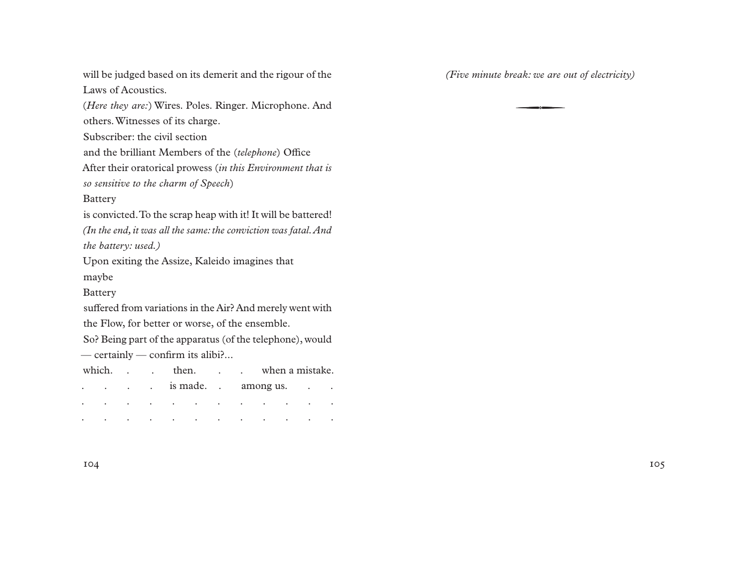will be judged based on its demerit and the rigour of the Laws of Acoustics.

(*Here they are:*) Wires. Poles. Ringer. Microphone. And others. Witnesses of its charge.

Subscriber: the civil section

and the brilliant Members of the (*telephone*) Office

After their oratorical prowess (*in this Environment that is so sensitive to the charm of Speech*)

Battery

is convicted. To the scrap heap with it! It will be battered!

*(In the end, it was all the same: the conviction was fatal. And the battery: used.)*

Upon exiting the Assize, Kaleido imagines that

maybe

Battery

suffered from variations in the Air? And merely went with the Flow, for better or worse, of the ensemble.

So? Being part of the apparatus (of the telephone), would — certainly — confirm its alibi?...

which. . . then. . . when a mistake.
. . . . is made. . among us. . .
. . . . . . . . . . . .
. . . . . . . . . . . .

*(Five minute break: we are out of electricity)*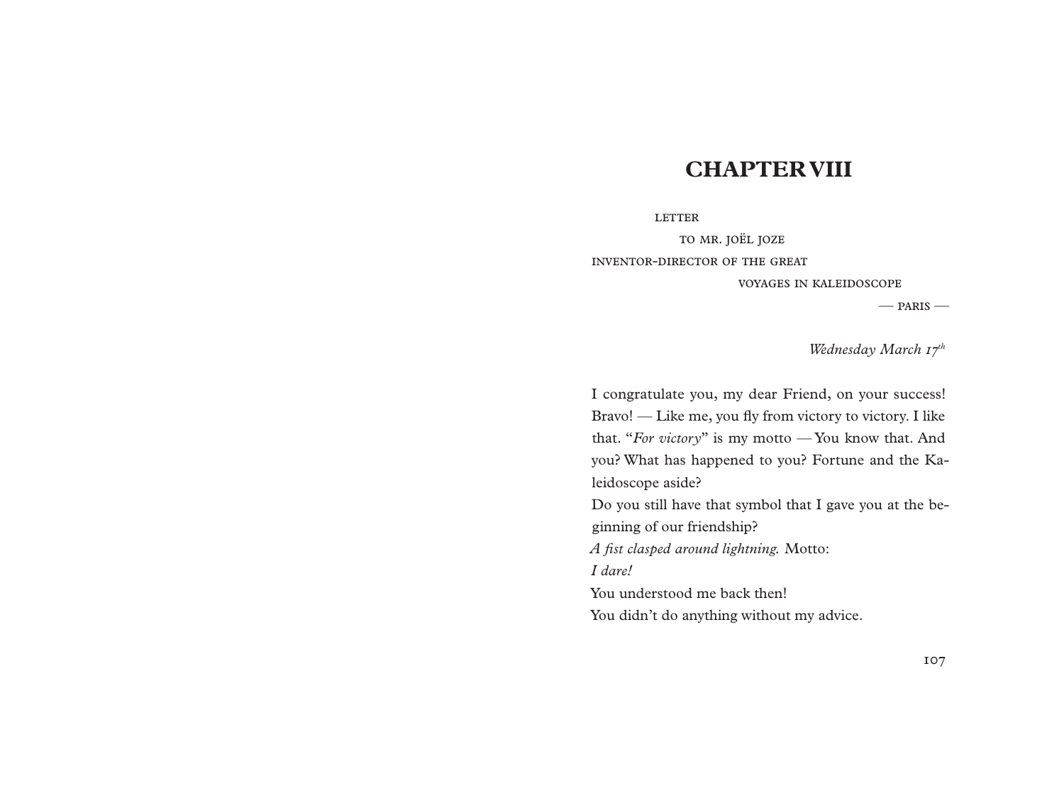# CHAPTER VIII

LETTER

TO MR. JOËL JOZE

INVENTOR-DIRECTOR OF THE GREAT

VOYAGES IN KALEIDOSCOPE

— PARIS —

*Wednesday March 17th*

I congratulate you, my dear Friend, on your success! Bravo! — Like me, you fly from victory to victory. I like that. "*For victory*" is my motto — You know that. And you? What has happened to you? Fortune and the Kaleidoscope aside?

Do you still have that symbol that I gave you at the beginning of our friendship?

*A fist clasped around lightning.* Motto:

*I dare!*

You understood me back then!

You didn't do anything without my advice.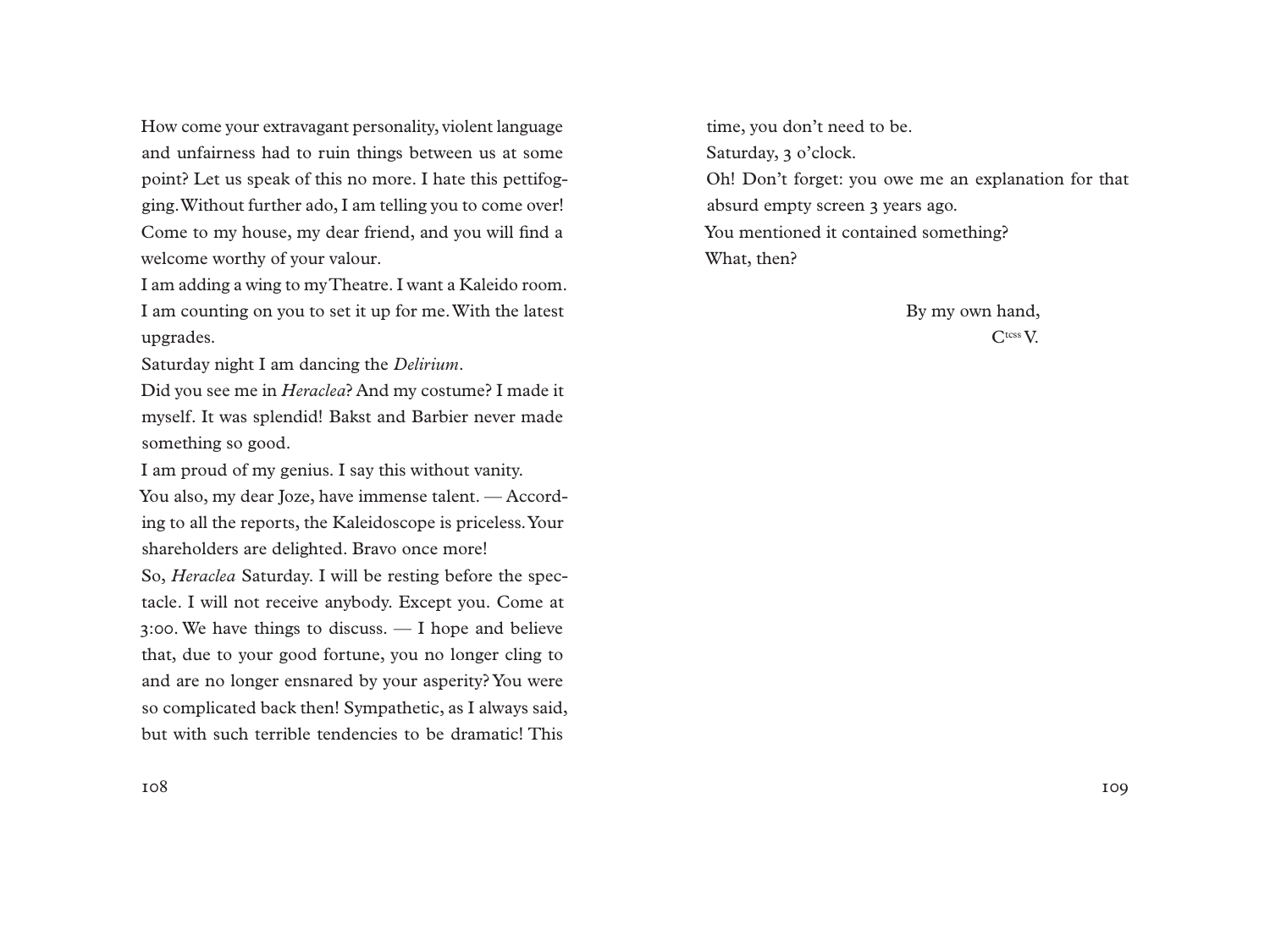How come your extravagant personality, violent language and unfairness had to ruin things between us at some point? Let us speak of this no more. I hate this pettifogging. Without further ado, I am telling you to come over! Come to my house, my dear friend, and you will find a welcome worthy of your valour.

I am adding a wing to my Theatre. I want a Kaleido room. I am counting on you to set it up for me. With the latest upgrades.

Saturday night I am dancing the *Delirium*.

Did you see me in *Heraclea*? And my costume? I made it myself. It was splendid! Bakst and Barbier never made something so good.

I am proud of my genius. I say this without vanity.

You also, my dear Joze, have immense talent. — According to all the reports, the Kaleidoscope is priceless. Your shareholders are delighted. Bravo once more!

So, *Heraclea* Saturday. I will be resting before the spectacle. I will not receive anybody. Except you. Come at 3:00. We have things to discuss. — I hope and believe that, due to your good fortune, you no longer cling to and are no longer ensnared by your asperity? You were so complicated back then! Sympathetic, as I always said, but with such terrible tendencies to be dramatic! This time, you don't need to be.

Saturday, 3 o'clock.

Oh! Don't forget: you owe me an explanation for that absurd empty screen 3 years ago.

You mentioned it contained something?

What, then?

By my own hand,

C[tcss] V.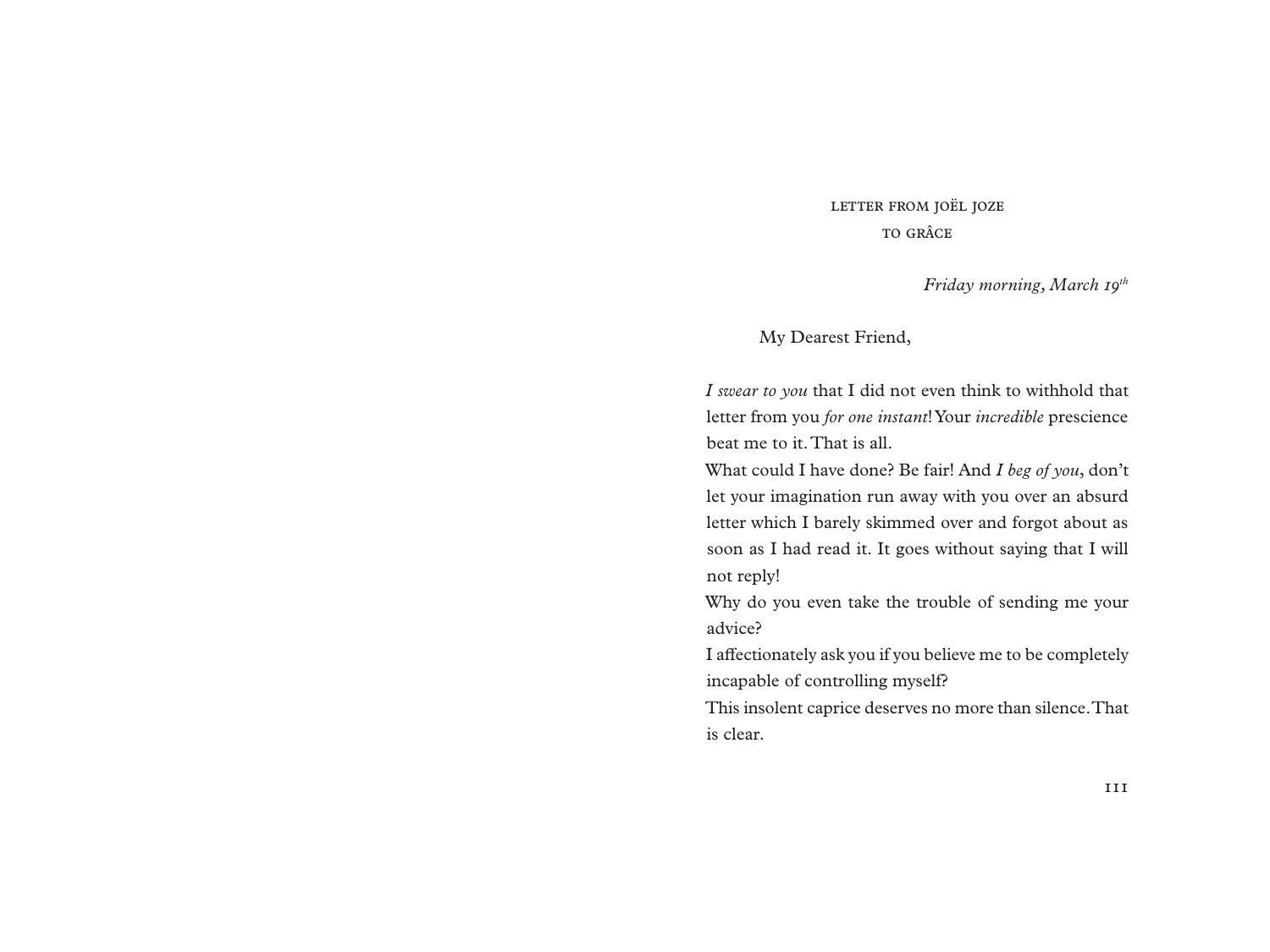## LETTER FROM JOËL JOZE
## TO GRÂCE

*Friday morning, March 19th*

My Dearest Friend,

*I swear to you* that I did not even think to withhold that letter from you *for one instant*! Your *incredible* prescience beat me to it. That is all.

What could I have done? Be fair! And *I beg of you*, don't let your imagination run away with you over an absurd letter which I barely skimmed over and forgot about as soon as I had read it. It goes without saying that I will not reply!

Why do you even take the trouble of sending me your advice?

I affectionately ask you if you believe me to be completely incapable of controlling myself?

This insolent caprice deserves no more than silence. That is clear.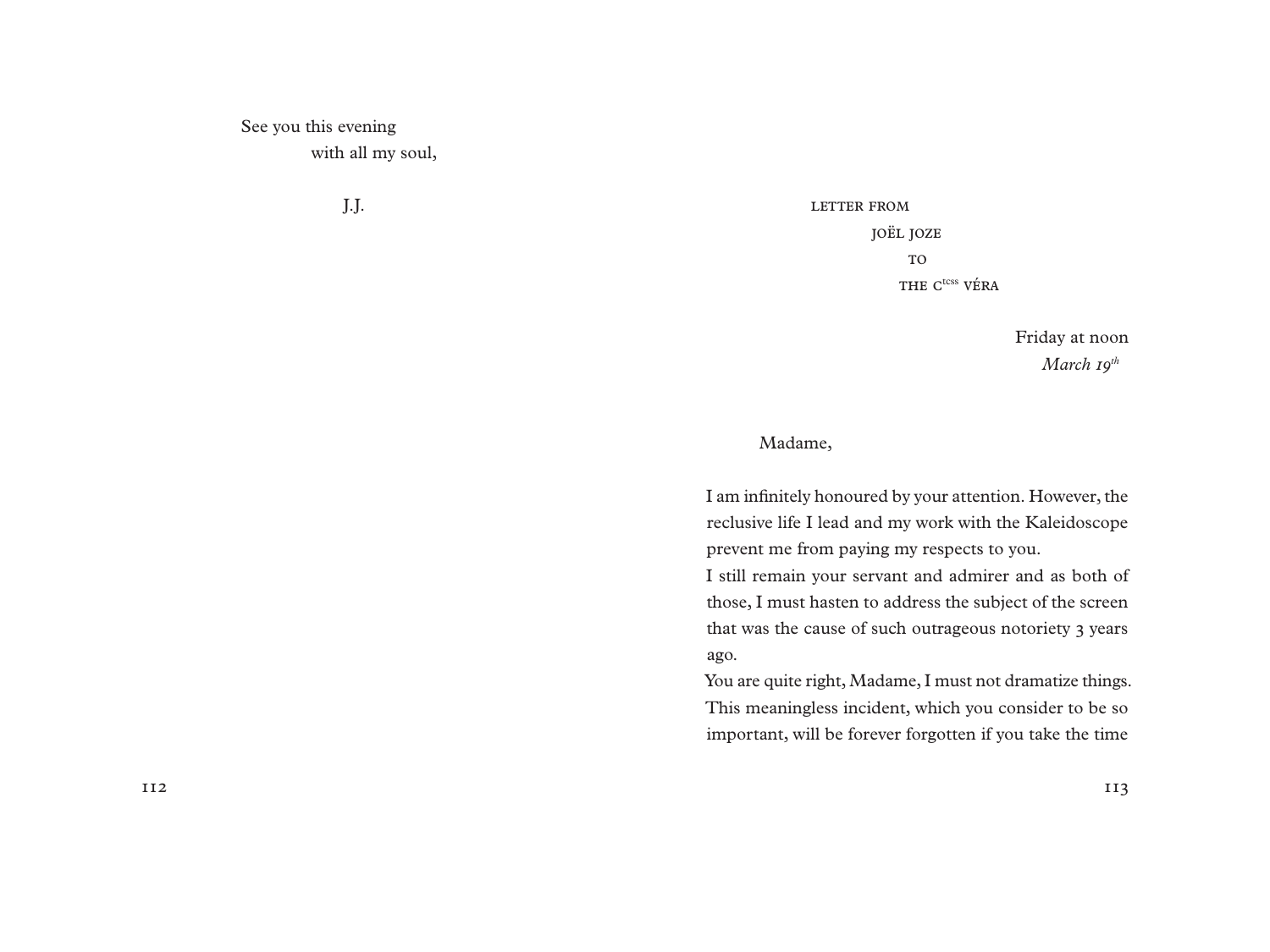See you this evening  
with all my soul,

J.J.

LETTER FROM  
JOËL JOZE  
TO  
THE C[tcss] VÉRA

Friday at noon  
*March 19th*

Madame,

I am infinitely honoured by your attention. However, the reclusive life I lead and my work with the Kaleidoscope prevent me from paying my respects to you.

I still remain your servant and admirer and as both of those, I must hasten to address the subject of the screen that was the cause of such outrageous notoriety 3 years ago.

You are quite right, Madame, I must not dramatize things. This meaningless incident, which you consider to be so important, will be forever forgotten if you take the time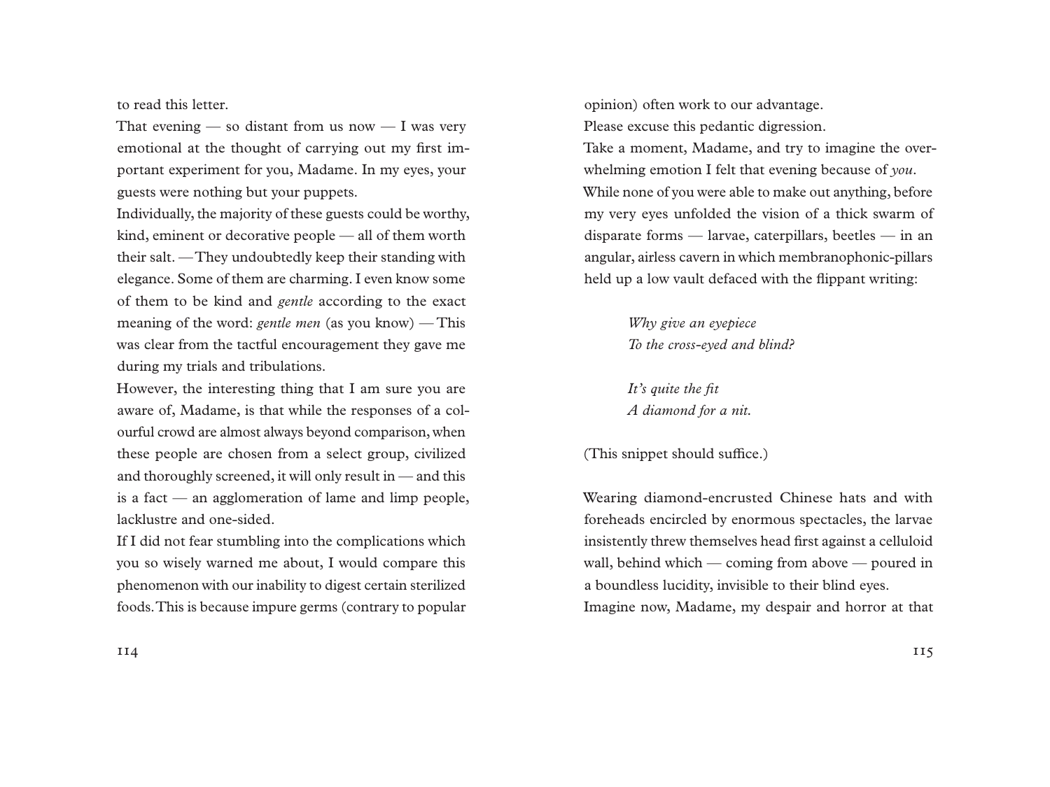to read this letter.

That evening — so distant from us now — I was very emotional at the thought of carrying out my first important experiment for you, Madame. In my eyes, your guests were nothing but your puppets.

Individually, the majority of these guests could be worthy, kind, eminent or decorative people — all of them worth their salt. — They undoubtedly keep their standing with elegance. Some of them are charming. I even know some of them to be kind and *gentle* according to the exact meaning of the word: *gentle men* (as you know) — This was clear from the tactful encouragement they gave me during my trials and tribulations.

However, the interesting thing that I am sure you are aware of, Madame, is that while the responses of a colourful crowd are almost always beyond comparison, when these people are chosen from a select group, civilized and thoroughly screened, it will only result in — and this is a fact — an agglomeration of lame and limp people, lacklustre and one-sided.

If I did not fear stumbling into the complications which you so wisely warned me about, I would compare this phenomenon with our inability to digest certain sterilized foods. This is because impure germs (contrary to popular opinion) often work to our advantage.

Please excuse this pedantic digression.

Take a moment, Madame, and try to imagine the overwhelming emotion I felt that evening because of *you*.

While none of you were able to make out anything, before my very eyes unfolded the vision of a thick swarm of disparate forms — larvae, caterpillars, beetles — in an angular, airless cavern in which membranophonic-pillars held up a low vault defaced with the flippant writing:

> *Why give an eyepiece*
> *To the cross-eyed and blind?*
>
> *It's quite the fit*
> *A diamond for a nit.*

(This snippet should suffice.)

Wearing diamond-encrusted Chinese hats and with foreheads encircled by enormous spectacles, the larvae insistently threw themselves head first against a celluloid wall, behind which — coming from above — poured in a boundless lucidity, invisible to their blind eyes.

Imagine now, Madame, my despair and horror at that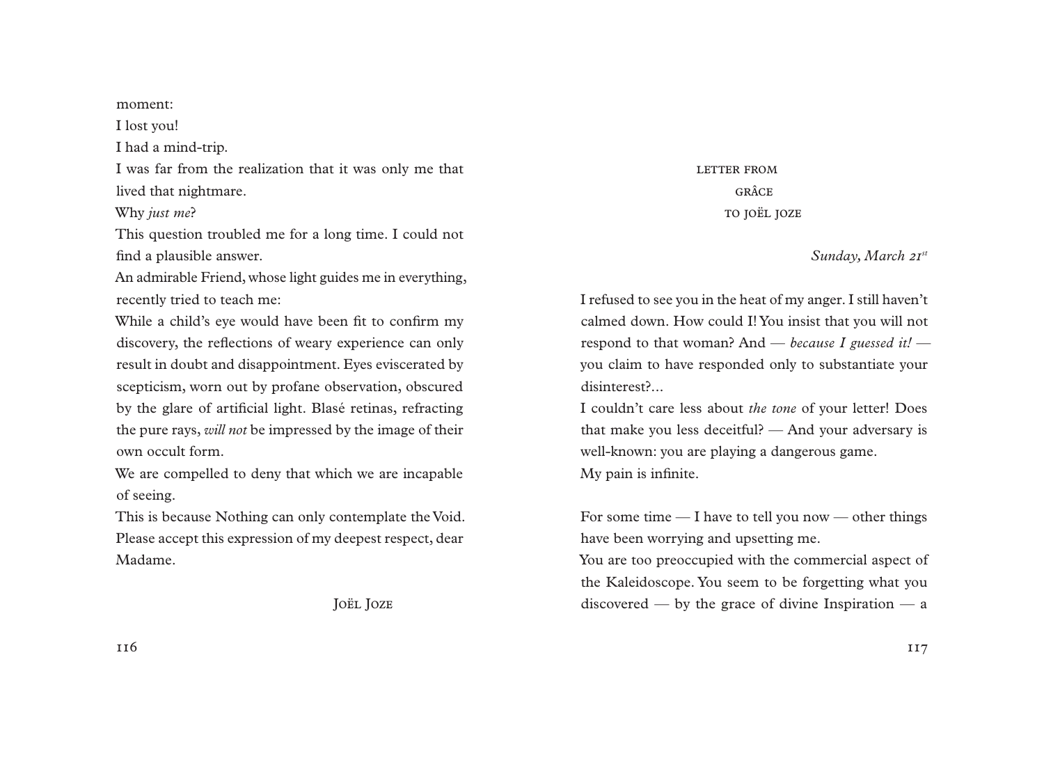moment:

I lost you!

I had a mind-trip.

I was far from the realization that it was only me that lived that nightmare.

Why *just me*?

This question troubled me for a long time. I could not find a plausible answer.

An admirable Friend, whose light guides me in everything, recently tried to teach me:

While a child's eye would have been fit to confirm my discovery, the reflections of weary experience can only result in doubt and disappointment. Eyes eviscerated by scepticism, worn out by profane observation, obscured by the glare of artificial light. Blasé retinas, refracting the pure rays, *will not* be impressed by the image of their own occult form.

We are compelled to deny that which we are incapable of seeing.

This is because Nothing can only contemplate the Void.

Please accept this expression of my deepest respect, dear Madame.

Joël Joze

## Letter from Grâce to Joël Joze

*Sunday, March 21st*

I refused to see you in the heat of my anger. I still haven't calmed down. How could I! You insist that you will not respond to that woman? And — *because I guessed it!* — you claim to have responded only to substantiate your disinterest?...

I couldn't care less about *the tone* of your letter! Does that make you less deceitful? — And your adversary is well-known: you are playing a dangerous game.

My pain is infinite.

For some time — I have to tell you now — other things have been worrying and upsetting me.

You are too preoccupied with the commercial aspect of the Kaleidoscope. You seem to be forgetting what you discovered — by the grace of divine Inspiration — a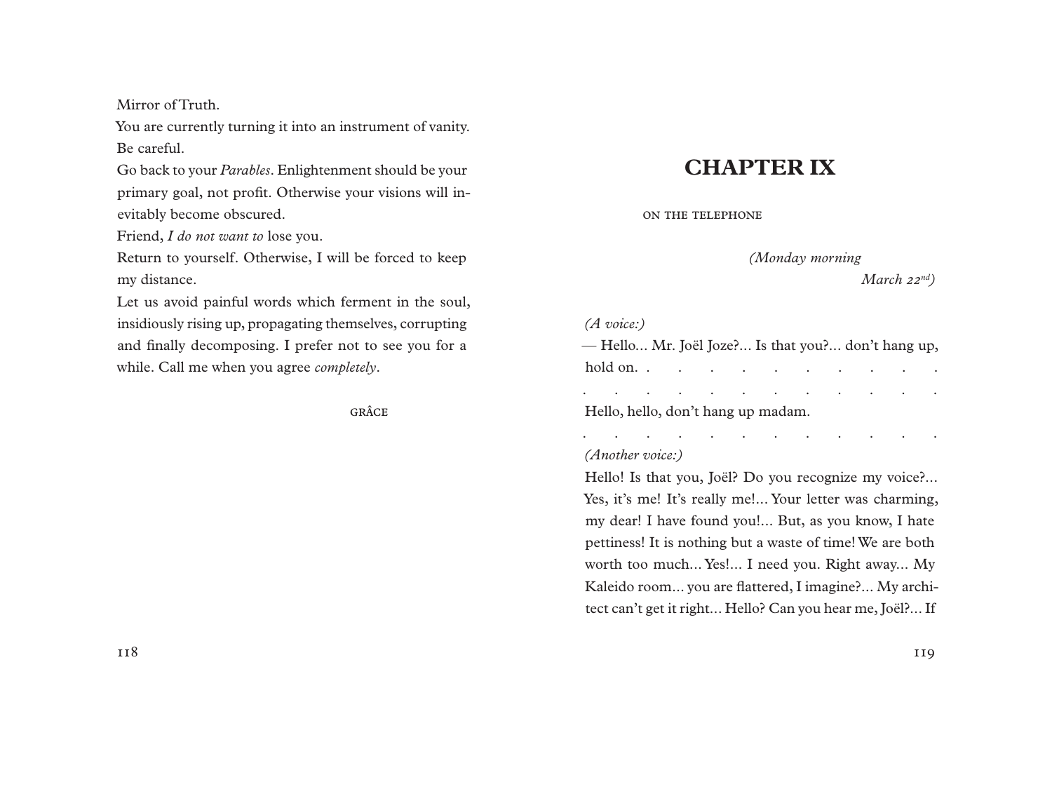Mirror of Truth.

You are currently turning it into an instrument of vanity. Be careful.

Go back to your *Parables*. Enlightenment should be your primary goal, not profit. Otherwise your visions will inevitably become obscured.

Friend, *I do not want to* lose you.

Return to yourself. Otherwise, I will be forced to keep my distance.

Let us avoid painful words which ferment in the soul, insidiously rising up, propagating themselves, corrupting and finally decomposing. I prefer not to see you for a while. Call me when you agree *completely*.

GRÂCE

# CHAPTER IX

ON THE TELEPHONE

*(Monday morning*
*March 22nd)*

*(A voice:)*

— Hello... Mr. Joël Joze?... Is that you?... don't hang up, hold on. . . . . . . . . . . . .

. . . . . . . . . . . . .

Hello, hello, don't hang up madam.

. . . . . . . . . . . . .

*(Another voice:)*

Hello! Is that you, Joël? Do you recognize my voice?... Yes, it's me! It's really me!... Your letter was charming, my dear! I have found you!... But, as you know, I hate pettiness! It is nothing but a waste of time! We are both worth too much... Yes!... I need you. Right away... My Kaleido room... you are flattered, I imagine?... My architect can't get it right... Hello? Can you hear me, Joël?... If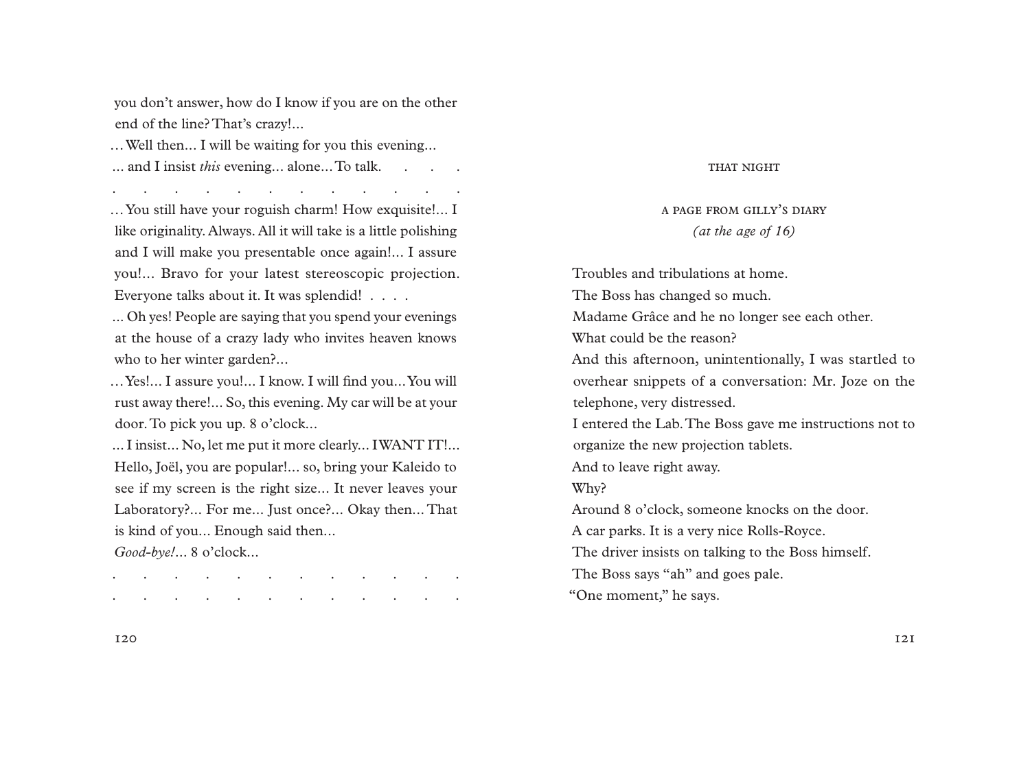you don't answer, how do I know if you are on the other end of the line? That's crazy!...

... Well then... I will be waiting for you this evening...

... and I insist *this* evening... alone... To talk. . . .

. . . . . . . . . . . . . . .

... You still have your roguish charm! How exquisite!... I like originality. Always. All it will take is a little polishing and I will make you presentable once again!... I assure you!... Bravo for your latest stereoscopic projection. Everyone talks about it. It was splendid! . . . .

... Oh yes! People are saying that you spend your evenings at the house of a crazy lady who invites heaven knows who to her winter garden?...

... Yes!... I assure you!... I know. I will find you... You will rust away there!... So, this evening. My car will be at your door. To pick you up. 8 o'clock...

... I insist... No, let me put it more clearly... I WANT IT!... Hello, Joël, you are popular!... so, bring your Kaleido to see if my screen is the right size... It never leaves your Laboratory?... For me... Just once?... Okay then... That is kind of you... Enough said then...

*Good-bye!*... 8 o'clock...

. . . . . . . . . . . . . . .

. . . . . . . . . . . . . . .

## THAT NIGHT

### A PAGE FROM GILLY'S DIARY

*(at the age of 16)*

Troubles and tribulations at home.

The Boss has changed so much.

Madame Grâce and he no longer see each other.

What could be the reason?

And this afternoon, unintentionally, I was startled to overhear snippets of a conversation: Mr. Joze on the telephone, very distressed.

I entered the Lab. The Boss gave me instructions not to organize the new projection tablets.

And to leave right away.

Why?

Around 8 o'clock, someone knocks on the door.

A car parks. It is a very nice Rolls-Royce.

The driver insists on talking to the Boss himself.

The Boss says "ah" and goes pale.

"One moment," he says.